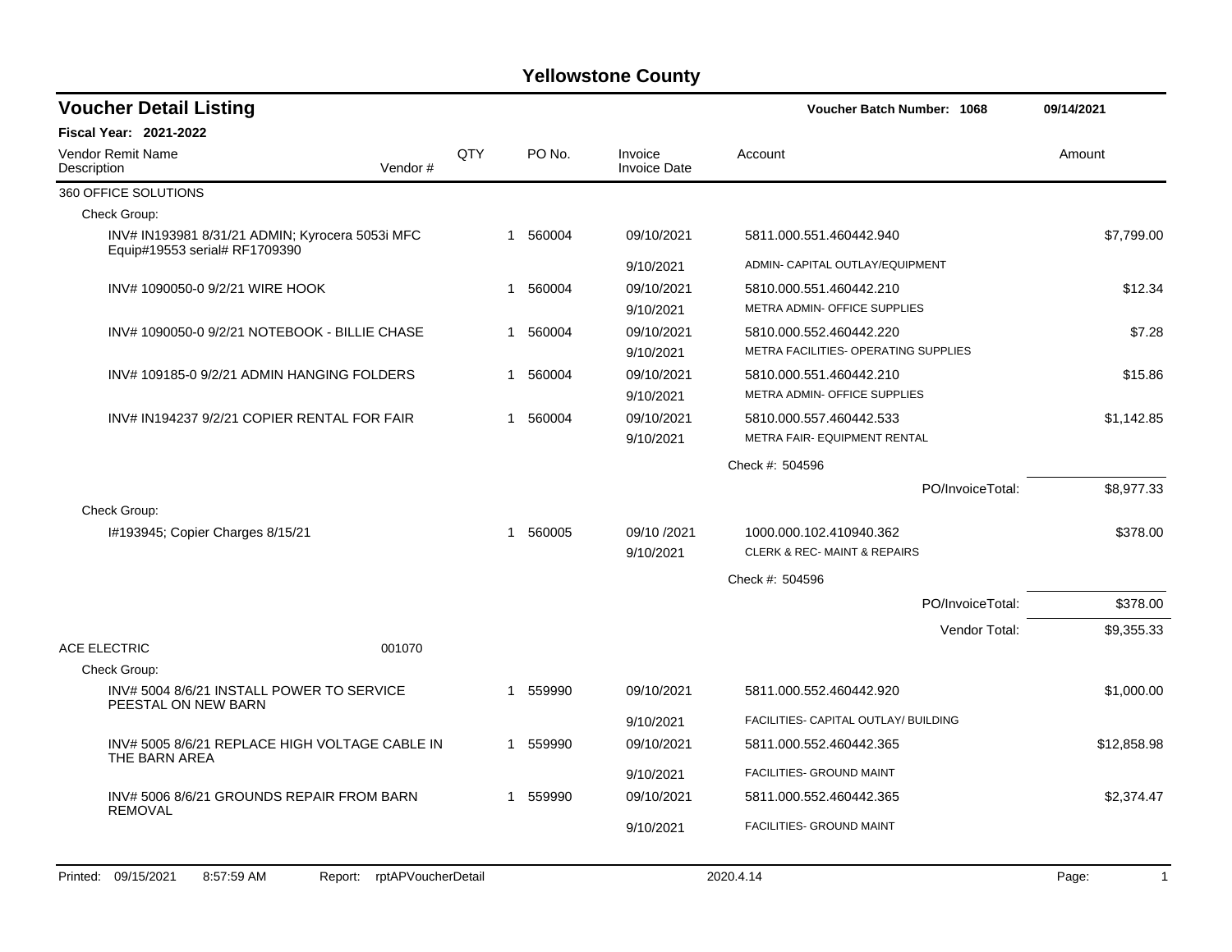# Yellowstone County

## Voucher Detail Listing

**Voucher Batch Number: 1068** — 09/14/2021

**Fiscal Year: 2021-2022**

| Vendor Remit Name / Description | Vendor # | QTY | PO No. | Invoice / Invoice Date | Account | Amount |
|---|---|---|---|---|---|---|
| 360 OFFICE SOLUTIONS | | | | | | |
| Check Group: | | | | | | |
| INV# IN193981 8/31/21 ADMIN; Kyrocera 5053i MFC Equip#19553 serial# RF1709390 | | 1 | 560004 | 09/10/2021 | 5811.000.551.460442.940 | $7,799.00 |
| | | | | 9/10/2021 | ADMIN- CAPITAL OUTLAY/EQUIPMENT | |
| INV# 1090050-0 9/2/21 WIRE HOOK | | 1 | 560004 | 09/10/2021 | 5810.000.551.460442.210 | $12.34 |
| | | | | 9/10/2021 | METRA ADMIN- OFFICE SUPPLIES | |
| INV# 1090050-0 9/2/21 NOTEBOOK - BILLIE CHASE | | 1 | 560004 | 09/10/2021 | 5810.000.552.460442.220 | $7.28 |
| | | | | 9/10/2021 | METRA FACILITIES- OPERATING SUPPLIES | |
| INV# 109185-0 9/2/21 ADMIN HANGING FOLDERS | | 1 | 560004 | 09/10/2021 | 5810.000.551.460442.210 | $15.86 |
| | | | | 9/10/2021 | METRA ADMIN- OFFICE SUPPLIES | |
| INV# IN194237 9/2/21 COPIER RENTAL FOR FAIR | | 1 | 560004 | 09/10/2021 | 5810.000.557.460442.533 | $1,142.85 |
| | | | | 9/10/2021 | METRA FAIR- EQUIPMENT RENTAL | |
| | | | | | Check #: 504596 | |
| | | | | | PO/InvoiceTotal: | $8,977.33 |
| Check Group: | | | | | | |
| I#193945; Copier Charges 8/15/21 | | 1 | 560005 | 09/10 /2021 | 1000.000.102.410940.362 | $378.00 |
| | | | | 9/10/2021 | CLERK & REC- MAINT & REPAIRS | |
| | | | | | Check #: 504596 | |
| | | | | | PO/InvoiceTotal: | $378.00 |
| | | | | | Vendor Total: | $9,355.33 |
| ACE ELECTRIC | 001070 | | | | | |
| Check Group: | | | | | | |
| INV# 5004 8/6/21 INSTALL POWER TO SERVICE PEESTAL ON NEW BARN | | 1 | 559990 | 09/10/2021 | 5811.000.552.460442.920 | $1,000.00 |
| | | | | 9/10/2021 | FACILITIES- CAPITAL OUTLAY/ BUILDING | |
| INV# 5005 8/6/21 REPLACE HIGH VOLTAGE CABLE IN THE BARN AREA | | 1 | 559990 | 09/10/2021 | 5811.000.552.460442.365 | $12,858.98 |
| | | | | 9/10/2021 | FACILITIES- GROUND MAINT | |
| INV# 5006 8/6/21 GROUNDS REPAIR FROM BARN REMOVAL | | 1 | 559990 | 09/10/2021 | 5811.000.552.460442.365 | $2,374.47 |
| | | | | 9/10/2021 | FACILITIES- GROUND MAINT | |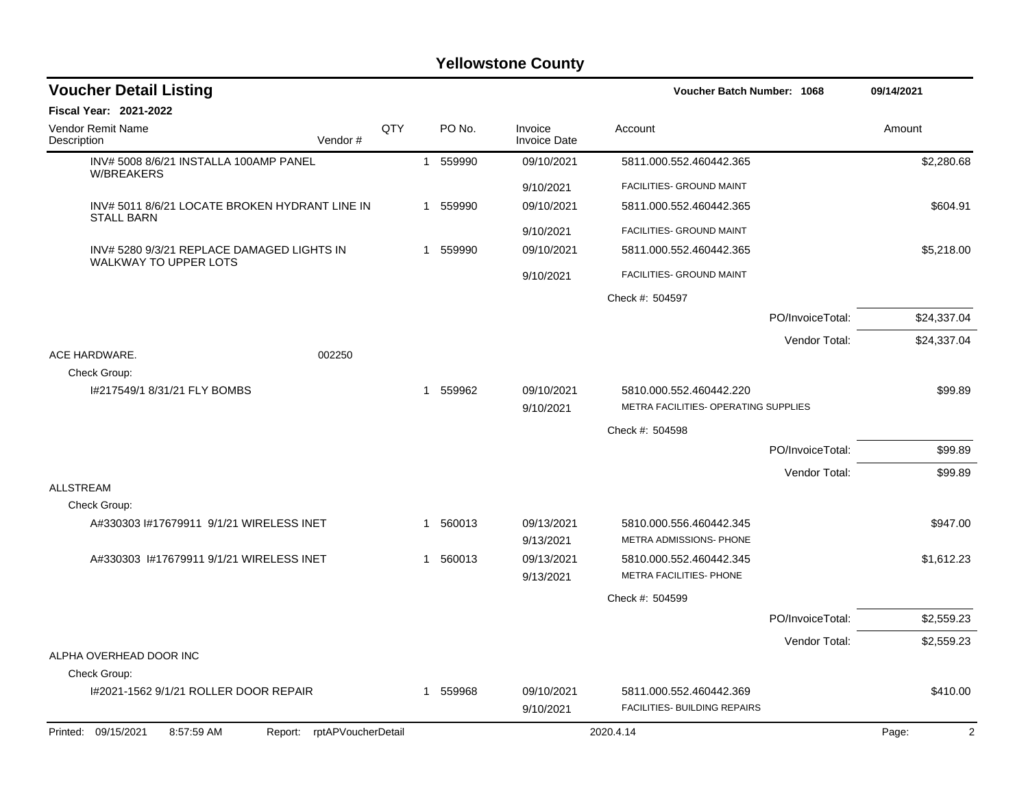# Yellowstone County

## Voucher Detail Listing

**Voucher Batch Number: 1068** — 09/14/2021

**Fiscal Year: 2021-2022**

| Vendor Remit Name / Description | Vendor # | QTY | PO No. | Invoice / Invoice Date | Account | Amount |
|---|---|---|---|---|---|---|
| INV# 5008 8/6/21 INSTALLA 100AMP PANEL W/BREAKERS | | 1 | 559990 | 09/10/2021 | 5811.000.552.460442.365 | $2,280.68 |
| | | | | 9/10/2021 | FACILITIES- GROUND MAINT | |
| INV# 5011 8/6/21 LOCATE BROKEN HYDRANT LINE IN STALL BARN | | 1 | 559990 | 09/10/2021 | 5811.000.552.460442.365 | $604.91 |
| | | | | 9/10/2021 | FACILITIES- GROUND MAINT | |
| INV# 5280 9/3/21 REPLACE DAMAGED LIGHTS IN WALKWAY TO UPPER LOTS | | 1 | 559990 | 09/10/2021 | 5811.000.552.460442.365 | $5,218.00 |
| | | | | 9/10/2021 | FACILITIES- GROUND MAINT | |
| | | | | | Check #: 504597 | |
| | | | | | PO/InvoiceTotal: | $24,337.04 |
| | | | | | Vendor Total: | $24,337.04 |
| ACE HARDWARE. | 002250 | | | | | |
| Check Group: | | | | | | |
| I#217549/1 8/31/21 FLY BOMBS | | 1 | 559962 | 09/10/2021 | 5810.000.552.460442.220 | $99.89 |
| | | | | 9/10/2021 | METRA FACILITIES- OPERATING SUPPLIES | |
| | | | | | Check #: 504598 | |
| | | | | | PO/InvoiceTotal: | $99.89 |
| | | | | | Vendor Total: | $99.89 |
| ALLSTREAM | | | | | | |
| Check Group: | | | | | | |
| A#330303 I#17679911 9/1/21 WIRELESS INET | | 1 | 560013 | 09/13/2021 | 5810.000.556.460442.345 | $947.00 |
| | | | | 9/13/2021 | METRA ADMISSIONS- PHONE | |
| A#330303 I#17679911 9/1/21 WIRELESS INET | | 1 | 560013 | 09/13/2021 | 5810.000.552.460442.345 | $1,612.23 |
| | | | | 9/13/2021 | METRA FACILITIES- PHONE | |
| | | | | | Check #: 504599 | |
| | | | | | PO/InvoiceTotal: | $2,559.23 |
| | | | | | Vendor Total: | $2,559.23 |
| ALPHA OVERHEAD DOOR INC | | | | | | |
| Check Group: | | | | | | |
| I#2021-1562 9/1/21 ROLLER DOOR REPAIR | | 1 | 559968 | 09/10/2021 | 5811.000.552.460442.369 | $410.00 |
| | | | | 9/10/2021 | FACILITIES- BUILDING REPAIRS | |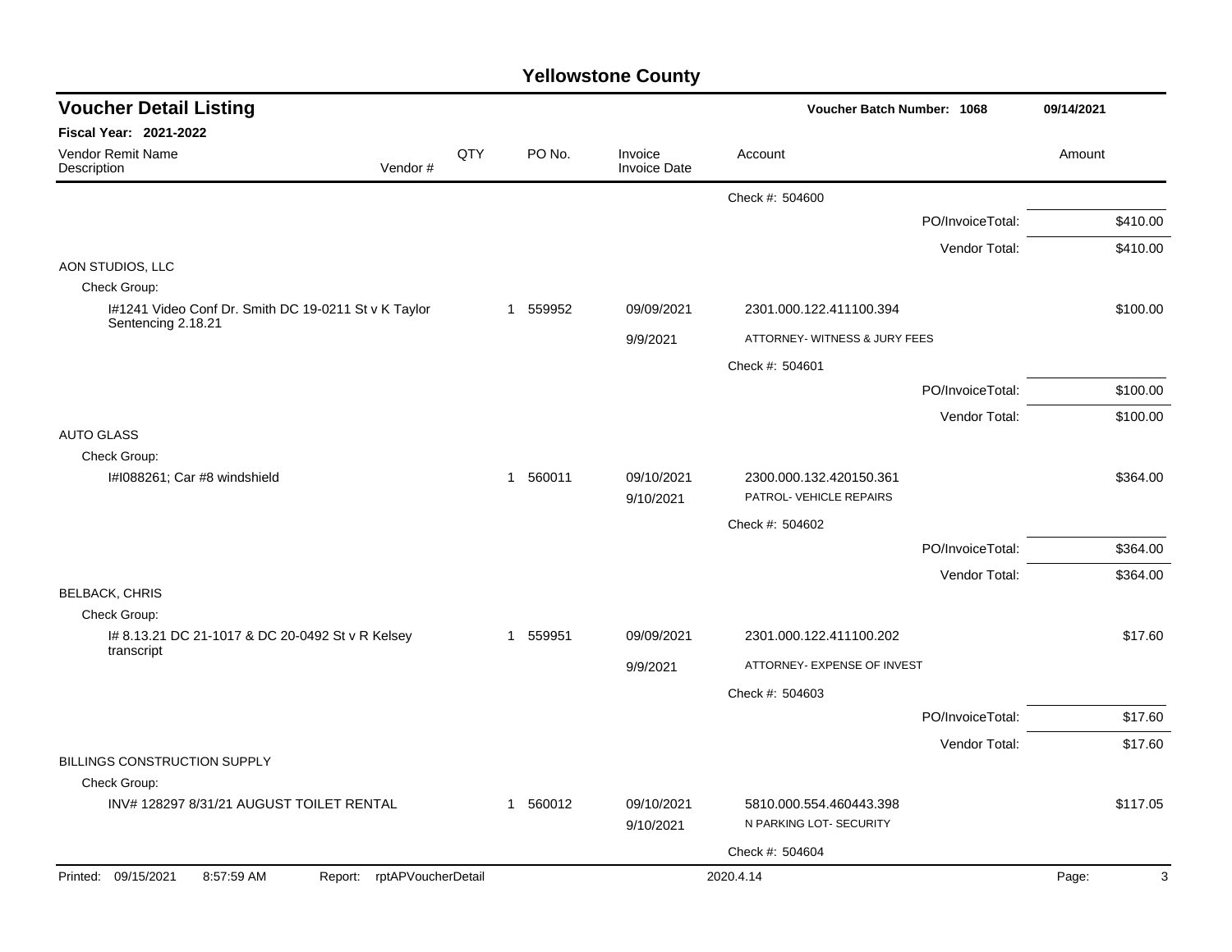# Yellowstone County

## Voucher Detail Listing

**Voucher Batch Number: 1068** — 09/14/2021

**Fiscal Year: 2021-2022**

| Vendor Remit Name / Description | Vendor # | QTY | PO No. | Invoice / Invoice Date | Account | Amount |
|---|---|---|---|---|---|---|
| | | | | | Check #: 504600 | |
| | | | | | PO/InvoiceTotal: | $410.00 |
| | | | | | Vendor Total: | $410.00 |
| AON STUDIOS, LLC | | | | | | |
| Check Group: | | | | | | |
| I#1241 Video Conf Dr. Smith DC 19-0211 St v K Taylor Sentencing 2.18.21 | | 1 | 559952 | 09/09/2021 | 2301.000.122.411100.394 | $100.00 |
| | | | | 9/9/2021 | ATTORNEY- WITNESS & JURY FEES | |
| | | | | | Check #: 504601 | |
| | | | | | PO/InvoiceTotal: | $100.00 |
| | | | | | Vendor Total: | $100.00 |
| AUTO GLASS | | | | | | |
| Check Group: | | | | | | |
| I#I088261; Car #8 windshield | | 1 | 560011 | 09/10/2021 | 2300.000.132.420150.361 | $364.00 |
| | | | | 9/10/2021 | PATROL- VEHICLE REPAIRS | |
| | | | | | Check #: 504602 | |
| | | | | | PO/InvoiceTotal: | $364.00 |
| | | | | | Vendor Total: | $364.00 |
| BELBACK, CHRIS | | | | | | |
| Check Group: | | | | | | |
| I# 8.13.21 DC 21-1017 & DC 20-0492 St v R Kelsey transcript | | 1 | 559951 | 09/09/2021 | 2301.000.122.411100.202 | $17.60 |
| | | | | 9/9/2021 | ATTORNEY- EXPENSE OF INVEST | |
| | | | | | Check #: 504603 | |
| | | | | | PO/InvoiceTotal: | $17.60 |
| | | | | | Vendor Total: | $17.60 |
| BILLINGS CONSTRUCTION SUPPLY | | | | | | |
| Check Group: | | | | | | |
| INV# 128297 8/31/21 AUGUST TOILET RENTAL | | 1 | 560012 | 09/10/2021 | 5810.000.554.460443.398 | $117.05 |
| | | | | 9/10/2021 | N PARKING LOT- SECURITY | |
| | | | | | Check #: 504604 | |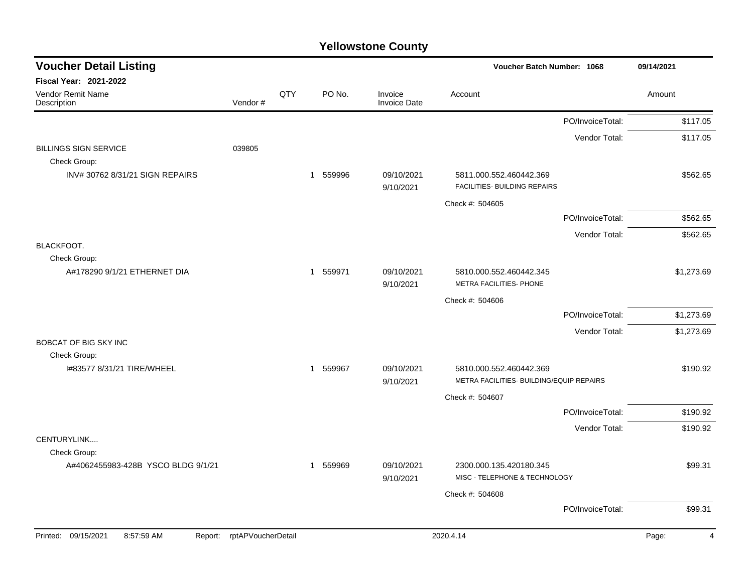# Yellowstone County

## Voucher Detail Listing

**Voucher Batch Number: 1068** 09/14/2021

**Fiscal Year: 2021-2022**

| Vendor Remit Name / Description | Vendor # | QTY | PO No. | Invoice / Invoice Date | Account | Amount |
|---|---|---|---|---|---|---|
| | | | | | PO/InvoiceTotal: | $117.05 |
| | | | | | Vendor Total: | $117.05 |
| BILLINGS SIGN SERVICE | 039805 | | | | | |
| Check Group: | | | | | | |
| INV# 30762 8/31/21 SIGN REPAIRS | | 1 | 559996 | 09/10/2021<br>9/10/2021 | 5811.000.552.460442.369<br>FACILITIES- BUILDING REPAIRS | $562.65 |
| | | | | | Check #: 504605 | |
| | | | | | PO/InvoiceTotal: | $562.65 |
| | | | | | Vendor Total: | $562.65 |
| BLACKFOOT. | | | | | | |
| Check Group: | | | | | | |
| A#178290 9/1/21 ETHERNET DIA | | 1 | 559971 | 09/10/2021<br>9/10/2021 | 5810.000.552.460442.345<br>METRA FACILITIES- PHONE | $1,273.69 |
| | | | | | Check #: 504606 | |
| | | | | | PO/InvoiceTotal: | $1,273.69 |
| | | | | | Vendor Total: | $1,273.69 |
| BOBCAT OF BIG SKY INC | | | | | | |
| Check Group: | | | | | | |
| I#83577 8/31/21 TIRE/WHEEL | | 1 | 559967 | 09/10/2021<br>9/10/2021 | 5810.000.552.460442.369<br>METRA FACILITIES- BUILDING/EQUIP REPAIRS | $190.92 |
| | | | | | Check #: 504607 | |
| | | | | | PO/InvoiceTotal: | $190.92 |
| | | | | | Vendor Total: | $190.92 |
| CENTURYLINK.... | | | | | | |
| Check Group: | | | | | | |
| A#4062455983-428B YSCO BLDG 9/1/21 | | 1 | 559969 | 09/10/2021<br>9/10/2021 | 2300.000.135.420180.345<br>MISC - TELEPHONE & TECHNOLOGY | $99.31 |
| | | | | | Check #: 504608 | |
| | | | | | PO/InvoiceTotal: | $99.31 |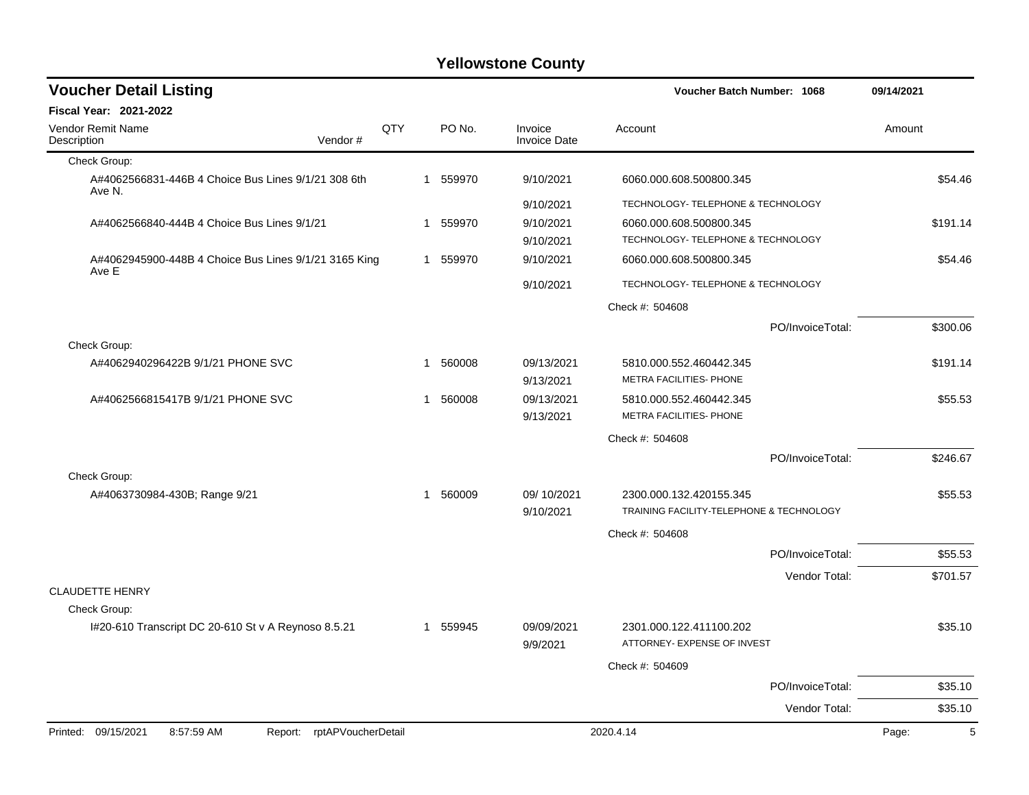# Yellowstone County

## Voucher Detail Listing

**Voucher Batch Number: 1068** — 09/14/2021

**Fiscal Year: 2021-2022**

| Vendor Remit Name / Description | Vendor # | QTY | PO No. | Invoice / Invoice Date | Account | Amount |
|---|---|---|---|---|---|---|
| Check Group: | | | | | | |
| A#4062566831-446B 4 Choice Bus Lines 9/1/21 308 6th Ave N. | | 1 | 559970 | 9/10/2021 | 6060.000.608.500800.345 | $54.46 |
| | | | | 9/10/2021 | TECHNOLOGY- TELEPHONE & TECHNOLOGY | |
| A#4062566840-444B 4 Choice Bus Lines 9/1/21 | | 1 | 559970 | 9/10/2021 | 6060.000.608.500800.345 | $191.14 |
| | | | | 9/10/2021 | TECHNOLOGY- TELEPHONE & TECHNOLOGY | |
| A#4062945900-448B 4 Choice Bus Lines 9/1/21 3165 King Ave E | | 1 | 559970 | 9/10/2021 | 6060.000.608.500800.345 | $54.46 |
| | | | | 9/10/2021 | TECHNOLOGY- TELEPHONE & TECHNOLOGY | |
| | | | | | Check #: 504608 | |
| | | | | | PO/InvoiceTotal: | $300.06 |
| Check Group: | | | | | | |
| A#4062940296422B 9/1/21 PHONE SVC | | 1 | 560008 | 09/13/2021 | 5810.000.552.460442.345 | $191.14 |
| | | | | 9/13/2021 | METRA FACILITIES- PHONE | |
| A#4062566815417B 9/1/21 PHONE SVC | | 1 | 560008 | 09/13/2021 | 5810.000.552.460442.345 | $55.53 |
| | | | | 9/13/2021 | METRA FACILITIES- PHONE | |
| | | | | | Check #: 504608 | |
| | | | | | PO/InvoiceTotal: | $246.67 |
| Check Group: | | | | | | |
| A#4063730984-430B; Range 9/21 | | 1 | 560009 | 09/ 10/2021 | 2300.000.132.420155.345 | $55.53 |
| | | | | 9/10/2021 | TRAINING FACILITY-TELEPHONE & TECHNOLOGY | |
| | | | | | Check #: 504608 | |
| | | | | | PO/InvoiceTotal: | $55.53 |
| | | | | | Vendor Total: | $701.57 |
| CLAUDETTE HENRY | | | | | | |
| Check Group: | | | | | | |
| I#20-610 Transcript DC 20-610 St v A Reynoso 8.5.21 | | 1 | 559945 | 09/09/2021 | 2301.000.122.411100.202 | $35.10 |
| | | | | 9/9/2021 | ATTORNEY- EXPENSE OF INVEST | |
| | | | | | Check #: 504609 | |
| | | | | | PO/InvoiceTotal: | $35.10 |
| | | | | | Vendor Total: | $35.10 |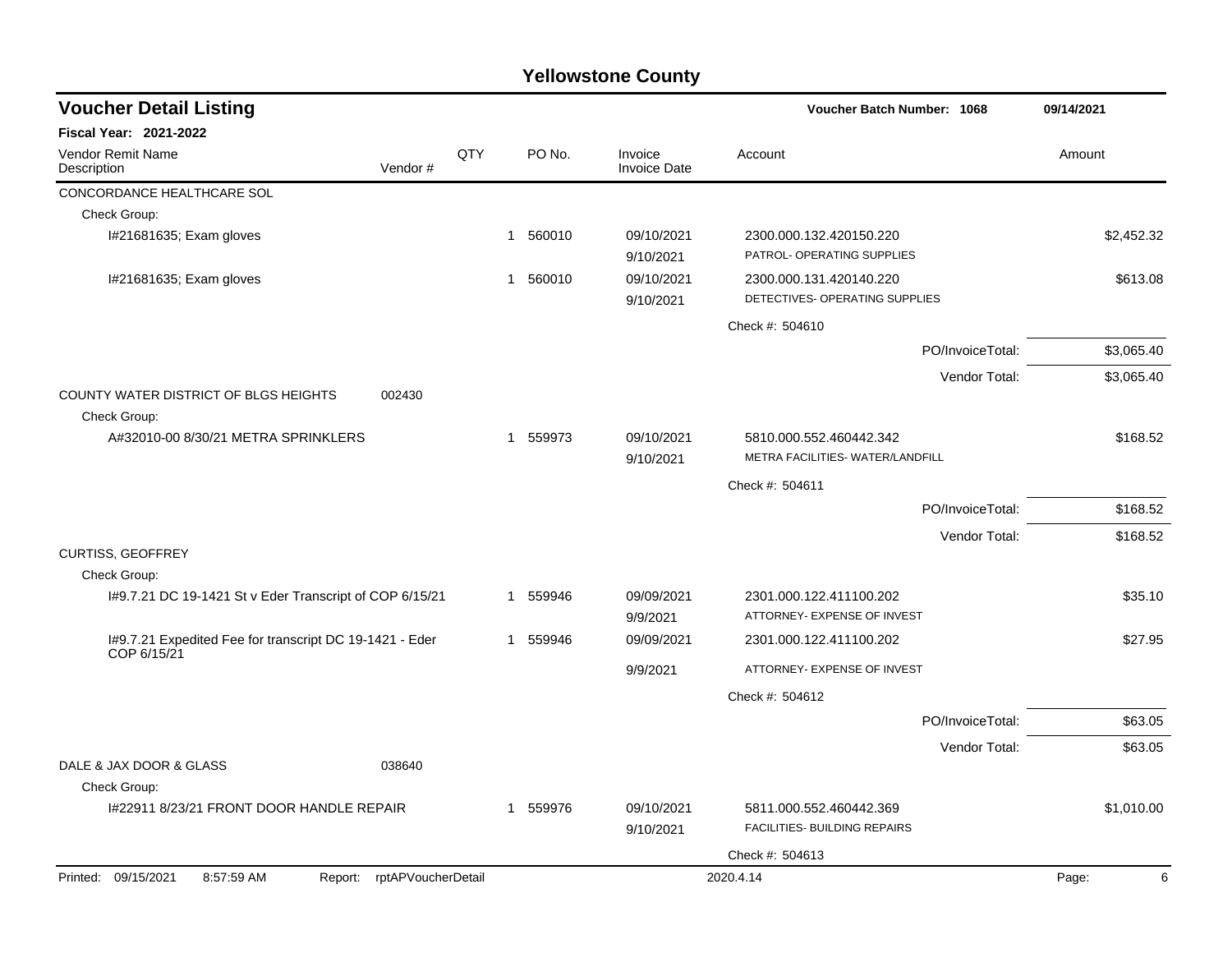# Yellowstone County

## Voucher Detail Listing

Voucher Batch Number: 1068 — 09/14/2021

**Fiscal Year: 2021-2022**

| Vendor Remit Name / Description | Vendor # | QTY | PO No. | Invoice / Invoice Date | Account | Amount |
|---|---|---|---|---|---|---|
| CONCORDANCE HEALTHCARE SOL | | | | | | |
| Check Group: | | | | | | |
| I#21681635; Exam gloves | | 1 | 560010 | 09/10/2021<br>9/10/2021 | 2300.000.132.420150.220<br>PATROL- OPERATING SUPPLIES | $2,452.32 |
| I#21681635; Exam gloves | | 1 | 560010 | 09/10/2021<br>9/10/2021 | 2300.000.131.420140.220<br>DETECTIVES- OPERATING SUPPLIES | $613.08 |
| | | | | | Check #: 504610 | |
| | | | | | PO/InvoiceTotal: | $3,065.40 |
| | | | | | Vendor Total: | $3,065.40 |
| COUNTY WATER DISTRICT OF BLGS HEIGHTS | 002430 | | | | | |
| Check Group: | | | | | | |
| A#32010-00 8/30/21 METRA SPRINKLERS | | 1 | 559973 | 09/10/2021<br>9/10/2021 | 5810.000.552.460442.342<br>METRA FACILITIES- WATER/LANDFILL | $168.52 |
| | | | | | Check #: 504611 | |
| | | | | | PO/InvoiceTotal: | $168.52 |
| | | | | | Vendor Total: | $168.52 |
| CURTISS, GEOFFREY | | | | | | |
| Check Group: | | | | | | |
| I#9.7.21 DC 19-1421 St v Eder Transcript of COP 6/15/21 | | 1 | 559946 | 09/09/2021<br>9/9/2021 | 2301.000.122.411100.202<br>ATTORNEY- EXPENSE OF INVEST | $35.10 |
| I#9.7.21 Expedited Fee for transcript DC 19-1421 - Eder COP 6/15/21 | | 1 | 559946 | 09/09/2021<br>9/9/2021 | 2301.000.122.411100.202<br>ATTORNEY- EXPENSE OF INVEST | $27.95 |
| | | | | | Check #: 504612 | |
| | | | | | PO/InvoiceTotal: | $63.05 |
| | | | | | Vendor Total: | $63.05 |
| DALE & JAX DOOR & GLASS | 038640 | | | | | |
| Check Group: | | | | | | |
| I#22911 8/23/21 FRONT DOOR HANDLE REPAIR | | 1 | 559976 | 09/10/2021<br>9/10/2021 | 5811.000.552.460442.369<br>FACILITIES- BUILDING REPAIRS | $1,010.00 |
| | | | | | Check #: 504613 | |

Printed: 09/15/2021 8:57:59 AM Report: rptAPVoucherDetail 2020.4.14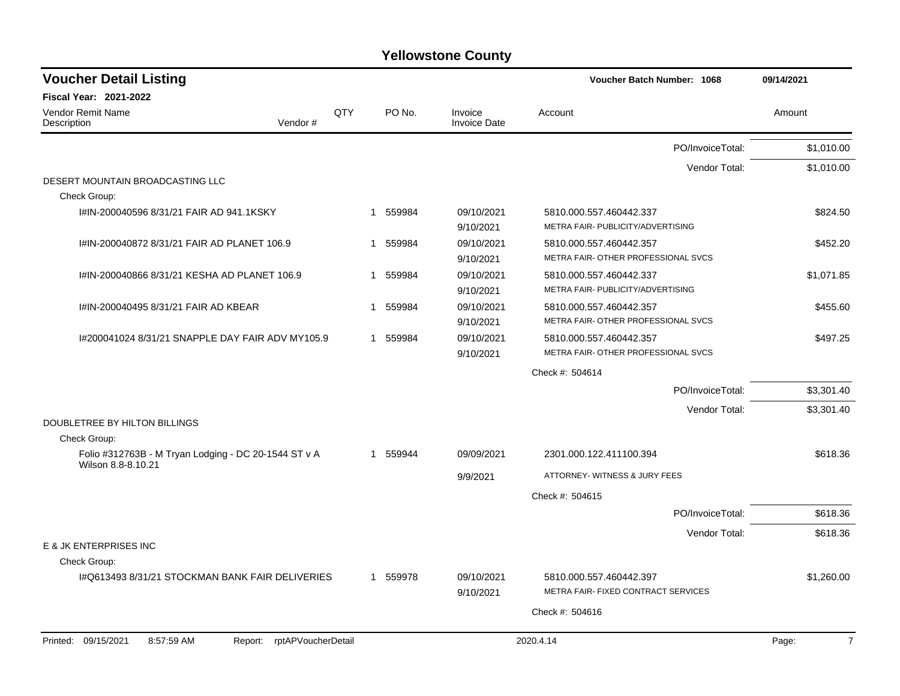# Yellowstone County

## Voucher Detail Listing

**Voucher Batch Number: 1068** — 09/14/2021

**Fiscal Year: 2021-2022**

| Vendor Remit Name / Description | Vendor # | QTY | PO No. | Invoice / Invoice Date | Account | Amount |
|---|---|---|---|---|---|---|
| | | | | | PO/InvoiceTotal: | $1,010.00 |
| | | | | | Vendor Total: | $1,010.00 |
| DESERT MOUNTAIN BROADCASTING LLC | | | | | | |
| Check Group: | | | | | | |
| I#IN-200040596 8/31/21 FAIR AD 941.1KSKY | | 1 | 559984 | 09/10/2021<br>9/10/2021 | 5810.000.557.460442.337<br>METRA FAIR- PUBLICITY/ADVERTISING | $824.50 |
| I#IN-200040872 8/31/21 FAIR AD PLANET 106.9 | | 1 | 559984 | 09/10/2021<br>9/10/2021 | 5810.000.557.460442.357<br>METRA FAIR- OTHER PROFESSIONAL SVCS | $452.20 |
| I#IN-200040866 8/31/21 KESHA AD PLANET 106.9 | | 1 | 559984 | 09/10/2021<br>9/10/2021 | 5810.000.557.460442.337<br>METRA FAIR- PUBLICITY/ADVERTISING | $1,071.85 |
| I#IN-200040495 8/31/21 FAIR AD KBEAR | | 1 | 559984 | 09/10/2021<br>9/10/2021 | 5810.000.557.460442.357<br>METRA FAIR- OTHER PROFESSIONAL SVCS | $455.60 |
| I#200041024 8/31/21 SNAPPLE DAY FAIR ADV MY105.9 | | 1 | 559984 | 09/10/2021<br>9/10/2021 | 5810.000.557.460442.357<br>METRA FAIR- OTHER PROFESSIONAL SVCS | $497.25 |
| | | | | | Check #: 504614 | |
| | | | | | PO/InvoiceTotal: | $3,301.40 |
| | | | | | Vendor Total: | $3,301.40 |
| DOUBLETREE BY HILTON BILLINGS | | | | | | |
| Check Group: | | | | | | |
| Folio #312763B - M Tryan Lodging - DC 20-1544 ST v A Wilson 8.8-8.10.21 | | 1 | 559944 | 09/09/2021<br>9/9/2021 | 2301.000.122.411100.394<br>ATTORNEY- WITNESS & JURY FEES | $618.36 |
| | | | | | Check #: 504615 | |
| | | | | | PO/InvoiceTotal: | $618.36 |
| | | | | | Vendor Total: | $618.36 |
| E & JK ENTERPRISES INC | | | | | | |
| Check Group: | | | | | | |
| I#Q613493 8/31/21 STOCKMAN BANK FAIR DELIVERIES | | 1 | 559978 | 09/10/2021<br>9/10/2021 | 5810.000.557.460442.397<br>METRA FAIR- FIXED CONTRACT SERVICES | $1,260.00 |
| | | | | | Check #: 504616 | |

Printed: 09/15/2021 8:57:59 AM Report: rptAPVoucherDetail 2020.4.14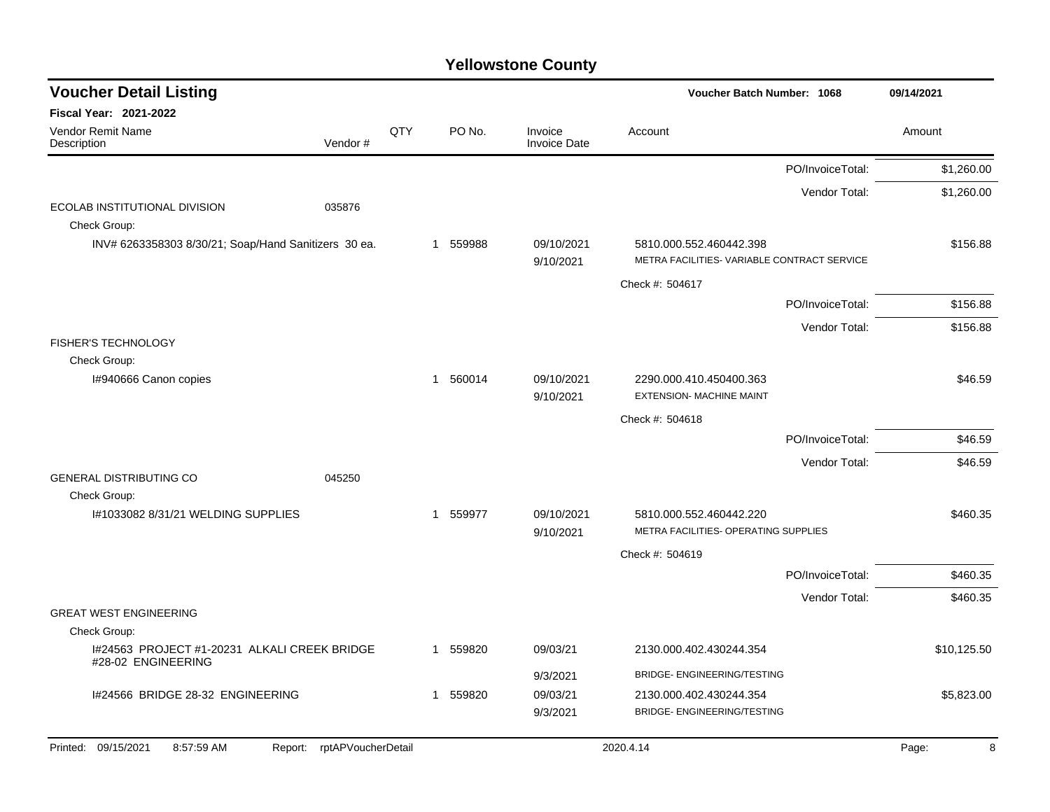# Yellowstone County

## Voucher Detail Listing

**Voucher Batch Number: 1068** — 09/14/2021

**Fiscal Year: 2021-2022**

| Vendor Remit Name / Description | Vendor # | QTY | PO No. | Invoice / Invoice Date | Account | Amount |
|---|---|---|---|---|---|---|
| | | | | | PO/InvoiceTotal: | $1,260.00 |
| | | | | | Vendor Total: | $1,260.00 |
| ECOLAB INSTITUTIONAL DIVISION | 035876 | | | | | |
| Check Group: | | | | | | |
| INV# 6263358303 8/30/21; Soap/Hand Sanitizers 30 ea. | | 1 | 559988 | 09/10/2021 9/10/2021 | 5810.000.552.460442.398 METRA FACILITIES- VARIABLE CONTRACT SERVICE | $156.88 |
| | | | | | Check #: 504617 | |
| | | | | | PO/InvoiceTotal: | $156.88 |
| | | | | | Vendor Total: | $156.88 |
| FISHER'S TECHNOLOGY | | | | | | |
| Check Group: | | | | | | |
| I#940666 Canon copies | | 1 | 560014 | 09/10/2021 9/10/2021 | 2290.000.410.450400.363 EXTENSION- MACHINE MAINT | $46.59 |
| | | | | | Check #: 504618 | |
| | | | | | PO/InvoiceTotal: | $46.59 |
| | | | | | Vendor Total: | $46.59 |
| GENERAL DISTRIBUTING CO | 045250 | | | | | |
| Check Group: | | | | | | |
| I#1033082 8/31/21 WELDING SUPPLIES | | 1 | 559977 | 09/10/2021 9/10/2021 | 5810.000.552.460442.220 METRA FACILITIES- OPERATING SUPPLIES | $460.35 |
| | | | | | Check #: 504619 | |
| | | | | | PO/InvoiceTotal: | $460.35 |
| | | | | | Vendor Total: | $460.35 |
| GREAT WEST ENGINEERING | | | | | | |
| Check Group: | | | | | | |
| I#24563 PROJECT #1-20231 ALKALI CREEK BRIDGE #28-02 ENGINEERING | | 1 | 559820 | 09/03/21 9/3/2021 | 2130.000.402.430244.354 BRIDGE- ENGINEERING/TESTING | $10,125.50 |
| I#24566 BRIDGE 28-32 ENGINEERING | | 1 | 559820 | 09/03/21 9/3/2021 | 2130.000.402.430244.354 BRIDGE- ENGINEERING/TESTING | $5,823.00 |

Printed: 09/15/2021 8:57:59 AM Report: rptAPVoucherDetail 2020.4.14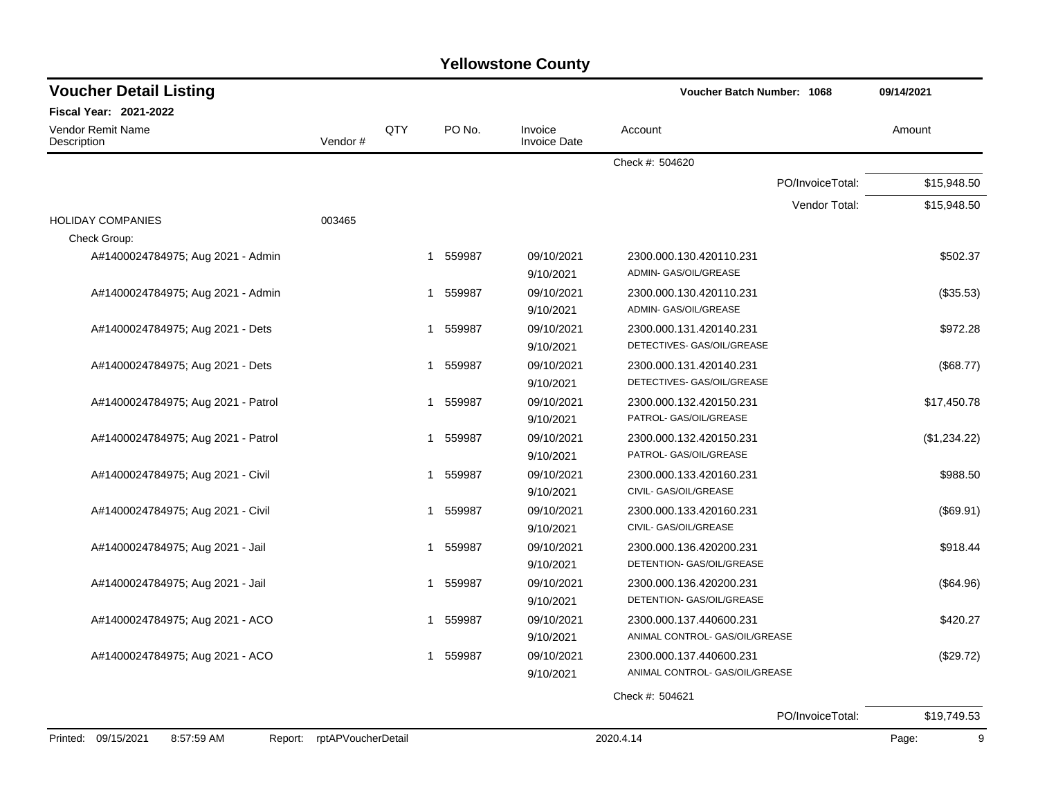# Yellowstone County

## Voucher Detail Listing

**Voucher Batch Number: 1068** — 09/14/2021

**Fiscal Year: 2021-2022**

| Vendor Remit Name / Description | Vendor # | QTY | PO No. | Invoice / Invoice Date | Account | Amount |
|---|---|---|---|---|---|---|
| | | | | | Check #: 504620 | |
| | | | | | PO/InvoiceTotal: | $15,948.50 |
| | | | | | Vendor Total: | $15,948.50 |
| HOLIDAY COMPANIES | 003465 | | | | | |
| Check Group: | | | | | | |
| A#1400024784975; Aug 2021 - Admin | | 1 | 559987 | 09/10/2021 9/10/2021 | 2300.000.130.420110.231 ADMIN- GAS/OIL/GREASE | $502.37 |
| A#1400024784975; Aug 2021 - Admin | | 1 | 559987 | 09/10/2021 9/10/2021 | 2300.000.130.420110.231 ADMIN- GAS/OIL/GREASE | ($35.53) |
| A#1400024784975; Aug 2021 - Dets | | 1 | 559987 | 09/10/2021 9/10/2021 | 2300.000.131.420140.231 DETECTIVES- GAS/OIL/GREASE | $972.28 |
| A#1400024784975; Aug 2021 - Dets | | 1 | 559987 | 09/10/2021 9/10/2021 | 2300.000.131.420140.231 DETECTIVES- GAS/OIL/GREASE | ($68.77) |
| A#1400024784975; Aug 2021 - Patrol | | 1 | 559987 | 09/10/2021 9/10/2021 | 2300.000.132.420150.231 PATROL- GAS/OIL/GREASE | $17,450.78 |
| A#1400024784975; Aug 2021 - Patrol | | 1 | 559987 | 09/10/2021 9/10/2021 | 2300.000.132.420150.231 PATROL- GAS/OIL/GREASE | ($1,234.22) |
| A#1400024784975; Aug 2021 - Civil | | 1 | 559987 | 09/10/2021 9/10/2021 | 2300.000.133.420160.231 CIVIL- GAS/OIL/GREASE | $988.50 |
| A#1400024784975; Aug 2021 - Civil | | 1 | 559987 | 09/10/2021 9/10/2021 | 2300.000.133.420160.231 CIVIL- GAS/OIL/GREASE | ($69.91) |
| A#1400024784975; Aug 2021 - Jail | | 1 | 559987 | 09/10/2021 9/10/2021 | 2300.000.136.420200.231 DETENTION- GAS/OIL/GREASE | $918.44 |
| A#1400024784975; Aug 2021 - Jail | | 1 | 559987 | 09/10/2021 9/10/2021 | 2300.000.136.420200.231 DETENTION- GAS/OIL/GREASE | ($64.96) |
| A#1400024784975; Aug 2021 - ACO | | 1 | 559987 | 09/10/2021 9/10/2021 | 2300.000.137.440600.231 ANIMAL CONTROL- GAS/OIL/GREASE | $420.27 |
| A#1400024784975; Aug 2021 - ACO | | 1 | 559987 | 09/10/2021 9/10/2021 | 2300.000.137.440600.231 ANIMAL CONTROL- GAS/OIL/GREASE | ($29.72) |
| | | | | | Check #: 504621 | |
| | | | | | PO/InvoiceTotal: | $19,749.53 |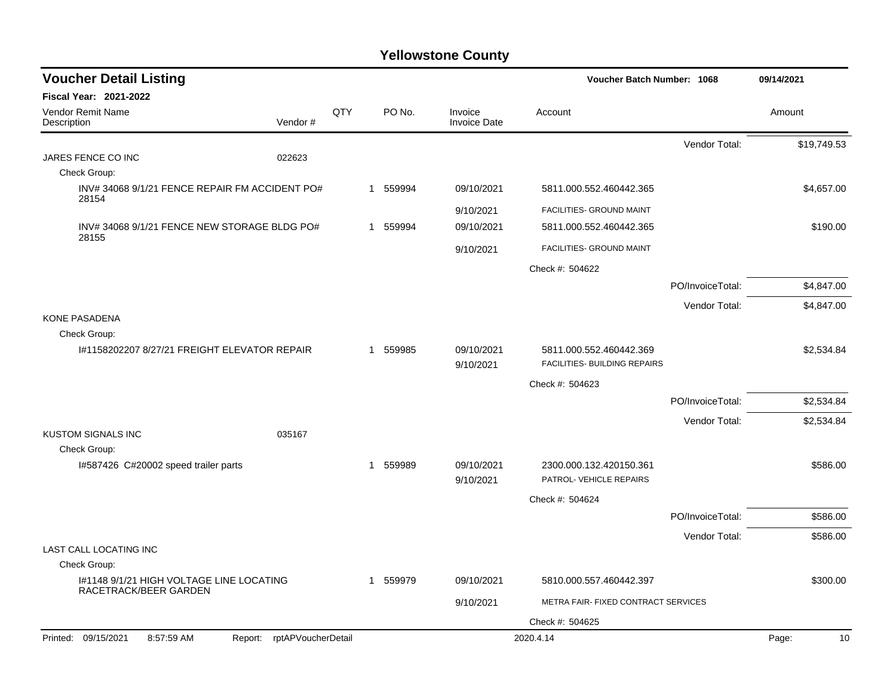# Yellowstone County

## Voucher Detail Listing

**Voucher Batch Number: 1068** | **09/14/2021**

**Fiscal Year: 2021-2022**

| Vendor Remit Name / Description | Vendor # | QTY | PO No. | Invoice / Invoice Date | Account | | Amount |
|---|---|---|---|---|---|---|---|
| | | | | | | Vendor Total: | $19,749.53 |
| JARES FENCE CO INC | 022623 | | | | | | |
| Check Group: | | | | | | | |
| INV# 34068 9/1/21 FENCE REPAIR FM ACCIDENT PO# 28154 | | 1 | 559994 | 09/10/2021 | 5811.000.552.460442.365 | | $4,657.00 |
| | | | | 9/10/2021 | FACILITIES- GROUND MAINT | | |
| INV# 34068 9/1/21 FENCE NEW STORAGE BLDG PO# 28155 | | 1 | 559994 | 09/10/2021 | 5811.000.552.460442.365 | | $190.00 |
| | | | | 9/10/2021 | FACILITIES- GROUND MAINT | | |
| | | | | | Check #: 504622 | | |
| | | | | | | PO/InvoiceTotal: | $4,847.00 |
| | | | | | | Vendor Total: | $4,847.00 |
| KONE PASADENA | | | | | | | |
| Check Group: | | | | | | | |
| I#1158202207 8/27/21 FREIGHT ELEVATOR REPAIR | | 1 | 559985 | 09/10/2021 | 5811.000.552.460442.369 | | $2,534.84 |
| | | | | 9/10/2021 | FACILITIES- BUILDING REPAIRS | | |
| | | | | | Check #: 504623 | | |
| | | | | | | PO/InvoiceTotal: | $2,534.84 |
| | | | | | | Vendor Total: | $2,534.84 |
| KUSTOM SIGNALS INC | 035167 | | | | | | |
| Check Group: | | | | | | | |
| I#587426 C#20002 speed trailer parts | | 1 | 559989 | 09/10/2021 | 2300.000.132.420150.361 | | $586.00 |
| | | | | 9/10/2021 | PATROL- VEHICLE REPAIRS | | |
| | | | | | Check #: 504624 | | |
| | | | | | | PO/InvoiceTotal: | $586.00 |
| | | | | | | Vendor Total: | $586.00 |
| LAST CALL LOCATING INC | | | | | | | |
| Check Group: | | | | | | | |
| I#1148 9/1/21 HIGH VOLTAGE LINE LOCATING RACETRACK/BEER GARDEN | | 1 | 559979 | 09/10/2021 | 5810.000.557.460442.397 | | $300.00 |
| | | | | 9/10/2021 | METRA FAIR- FIXED CONTRACT SERVICES | | |
| | | | | | Check #: 504625 | | |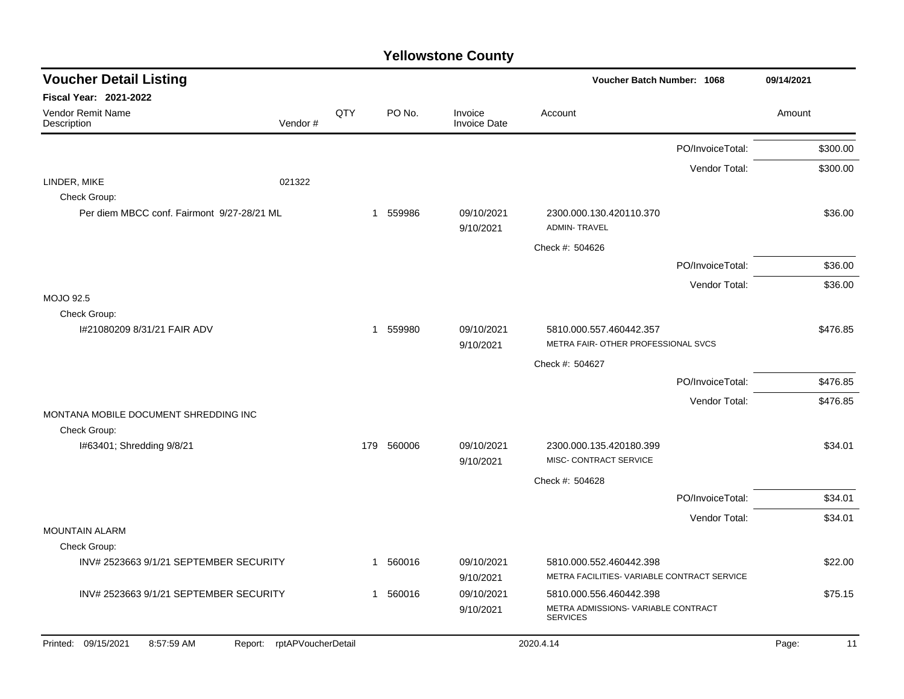# Yellowstone County

## Voucher Detail Listing

**Voucher Batch Number: 1068** 09/14/2021

**Fiscal Year: 2021-2022**

| Vendor Remit Name / Description | Vendor # | QTY | PO No. | Invoice / Invoice Date | Account | Amount |
|---|---|---|---|---|---|---|
| | | | | | PO/InvoiceTotal: | $300.00 |
| | | | | | Vendor Total: | $300.00 |
| LINDER, MIKE | 021322 | | | | | |
| Check Group: | | | | | | |
| Per diem MBCC conf. Fairmont 9/27-28/21 ML | | 1 | 559986 | 09/10/2021 9/10/2021 | 2300.000.130.420110.370 ADMIN- TRAVEL | $36.00 |
| | | | | | Check #: 504626 | |
| | | | | | PO/InvoiceTotal: | $36.00 |
| | | | | | Vendor Total: | $36.00 |
| MOJO 92.5 | | | | | | |
| Check Group: | | | | | | |
| I#21080209 8/31/21 FAIR ADV | | 1 | 559980 | 09/10/2021 9/10/2021 | 5810.000.557.460442.357 METRA FAIR- OTHER PROFESSIONAL SVCS | $476.85 |
| | | | | | Check #: 504627 | |
| | | | | | PO/InvoiceTotal: | $476.85 |
| | | | | | Vendor Total: | $476.85 |
| MONTANA MOBILE DOCUMENT SHREDDING INC | | | | | | |
| Check Group: | | | | | | |
| I#63401; Shredding 9/8/21 | | 179 | 560006 | 09/10/2021 9/10/2021 | 2300.000.135.420180.399 MISC- CONTRACT SERVICE | $34.01 |
| | | | | | Check #: 504628 | |
| | | | | | PO/InvoiceTotal: | $34.01 |
| | | | | | Vendor Total: | $34.01 |
| MOUNTAIN ALARM | | | | | | |
| Check Group: | | | | | | |
| INV# 2523663 9/1/21 SEPTEMBER SECURITY | | 1 | 560016 | 09/10/2021 9/10/2021 | 5810.000.552.460442.398 METRA FACILITIES- VARIABLE CONTRACT SERVICE | $22.00 |
| INV# 2523663 9/1/21 SEPTEMBER SECURITY | | 1 | 560016 | 09/10/2021 9/10/2021 | 5810.000.556.460442.398 METRA ADMISSIONS- VARIABLE CONTRACT SERVICES | $75.15 |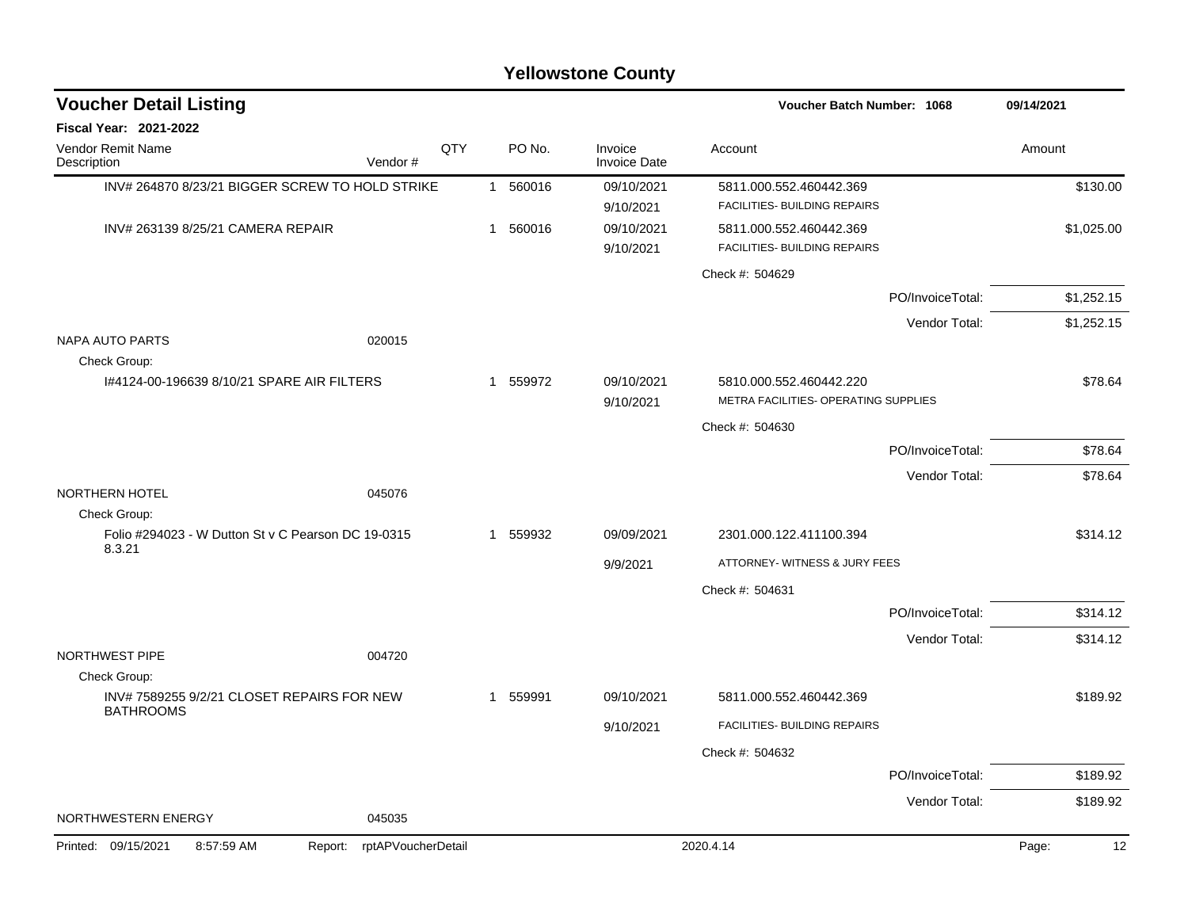# Yellowstone County

## Voucher Detail Listing

**Voucher Batch Number: 1068** — 09/14/2021

**Fiscal Year: 2021-2022**

| Vendor Remit Name / Description | Vendor # | QTY | PO No. | Invoice / Invoice Date | Account | Amount |
|---|---|---|---|---|---|---|
| INV# 264870 8/23/21 BIGGER SCREW TO HOLD STRIKE | | 1 | 560016 | 09/10/2021<br>9/10/2021 | 5811.000.552.460442.369<br>FACILITIES- BUILDING REPAIRS | $130.00 |
| INV# 263139 8/25/21 CAMERA REPAIR | | 1 | 560016 | 09/10/2021<br>9/10/2021 | 5811.000.552.460442.369<br>FACILITIES- BUILDING REPAIRS | $1,025.00 |
| | | | | | Check #: 504629 | |
| | | | | | PO/InvoiceTotal: | $1,252.15 |
| | | | | | Vendor Total: | $1,252.15 |
| NAPA AUTO PARTS | 020015 | | | | | |
| Check Group: | | | | | | |
| I#4124-00-196639 8/10/21 SPARE AIR FILTERS | | 1 | 559972 | 09/10/2021<br>9/10/2021 | 5810.000.552.460442.220<br>METRA FACILITIES- OPERATING SUPPLIES | $78.64 |
| | | | | | Check #: 504630 | |
| | | | | | PO/InvoiceTotal: | $78.64 |
| | | | | | Vendor Total: | $78.64 |
| NORTHERN HOTEL | 045076 | | | | | |
| Check Group: | | | | | | |
| Folio #294023 - W Dutton St v C Pearson DC 19-0315 8.3.21 | | 1 | 559932 | 09/09/2021<br>9/9/2021 | 2301.000.122.411100.394<br>ATTORNEY- WITNESS & JURY FEES | $314.12 |
| | | | | | Check #: 504631 | |
| | | | | | PO/InvoiceTotal: | $314.12 |
| | | | | | Vendor Total: | $314.12 |
| NORTHWEST PIPE | 004720 | | | | | |
| Check Group: | | | | | | |
| INV# 7589255 9/2/21 CLOSET REPAIRS FOR NEW BATHROOMS | | 1 | 559991 | 09/10/2021<br>9/10/2021 | 5811.000.552.460442.369<br>FACILITIES- BUILDING REPAIRS | $189.92 |
| | | | | | Check #: 504632 | |
| | | | | | PO/InvoiceTotal: | $189.92 |
| | | | | | Vendor Total: | $189.92 |
| NORTHWESTERN ENERGY | 045035 | | | | | |

Printed: 09/15/2021 8:57:59 AM Report: rptAPVoucherDetail 2020.4.14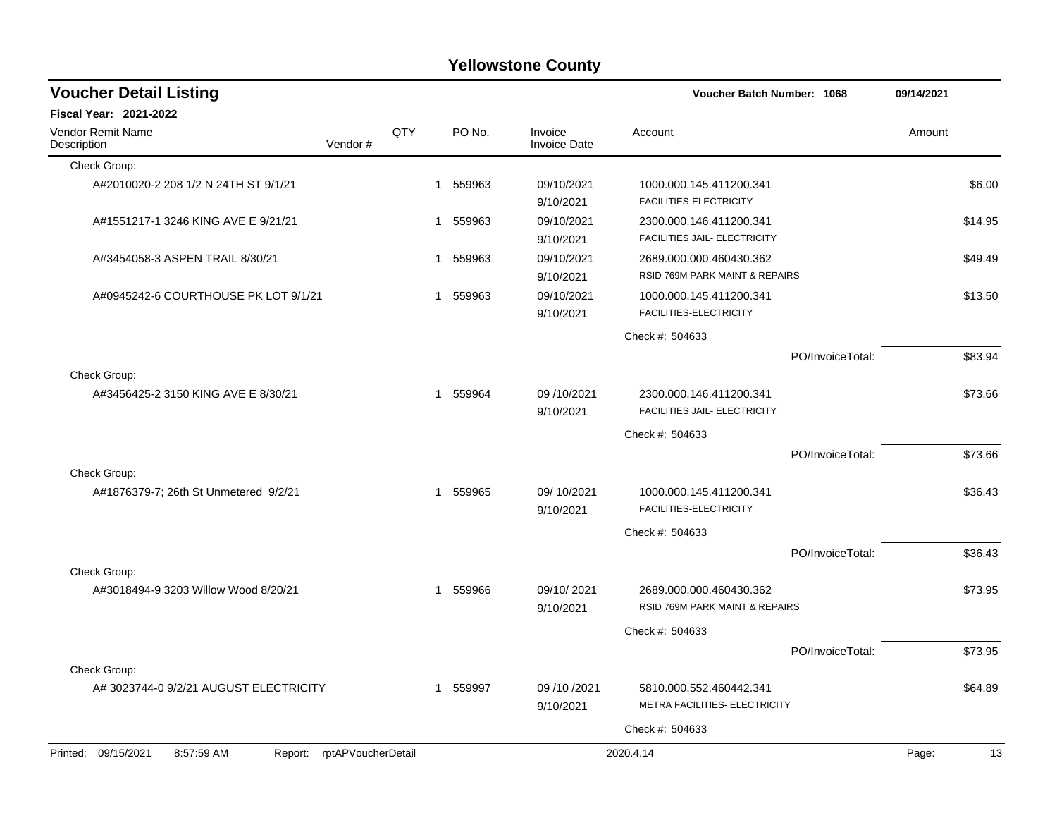# Yellowstone County

## Voucher Detail Listing

**Voucher Batch Number: 1068** — 09/14/2021

**Fiscal Year: 2021-2022**

| Vendor Remit Name / Description | Vendor # | QTY | PO No. | Invoice / Invoice Date | Account | Amount |
|---|---|---|---|---|---|---|
| Check Group: | | | | | | |
| A#2010020-2 208 1/2 N 24TH ST 9/1/21 | | 1 | 559963 | 09/10/2021 9/10/2021 | 1000.000.145.411200.341 FACILITIES-ELECTRICITY | $6.00 |
| A#1551217-1 3246 KING AVE E 9/21/21 | | 1 | 559963 | 09/10/2021 9/10/2021 | 2300.000.146.411200.341 FACILITIES JAIL- ELECTRICITY | $14.95 |
| A#3454058-3 ASPEN TRAIL 8/30/21 | | 1 | 559963 | 09/10/2021 9/10/2021 | 2689.000.000.460430.362 RSID 769M PARK MAINT & REPAIRS | $49.49 |
| A#0945242-6 COURTHOUSE PK LOT 9/1/21 | | 1 | 559963 | 09/10/2021 9/10/2021 | 1000.000.145.411200.341 FACILITIES-ELECTRICITY | $13.50 |
| | | | | | Check #: 504633 | |
| | | | | | PO/InvoiceTotal: | $83.94 |
| Check Group: | | | | | | |
| A#3456425-2 3150 KING AVE E 8/30/21 | | 1 | 559964 | 09 /10/2021 9/10/2021 | 2300.000.146.411200.341 FACILITIES JAIL- ELECTRICITY | $73.66 |
| | | | | | Check #: 504633 | |
| | | | | | PO/InvoiceTotal: | $73.66 |
| Check Group: | | | | | | |
| A#1876379-7; 26th St Unmetered 9/2/21 | | 1 | 559965 | 09/ 10/2021 9/10/2021 | 1000.000.145.411200.341 FACILITIES-ELECTRICITY | $36.43 |
| | | | | | Check #: 504633 | |
| | | | | | PO/InvoiceTotal: | $36.43 |
| Check Group: | | | | | | |
| A#3018494-9 3203 Willow Wood 8/20/21 | | 1 | 559966 | 09/10/ 2021 9/10/2021 | 2689.000.000.460430.362 RSID 769M PARK MAINT & REPAIRS | $73.95 |
| | | | | | Check #: 504633 | |
| | | | | | PO/InvoiceTotal: | $73.95 |
| Check Group: | | | | | | |
| A# 3023744-0 9/2/21 AUGUST ELECTRICITY | | 1 | 559997 | 09 /10 /2021 9/10/2021 | 5810.000.552.460442.341 METRA FACILITIES- ELECTRICITY | $64.89 |
| | | | | | Check #: 504633 | |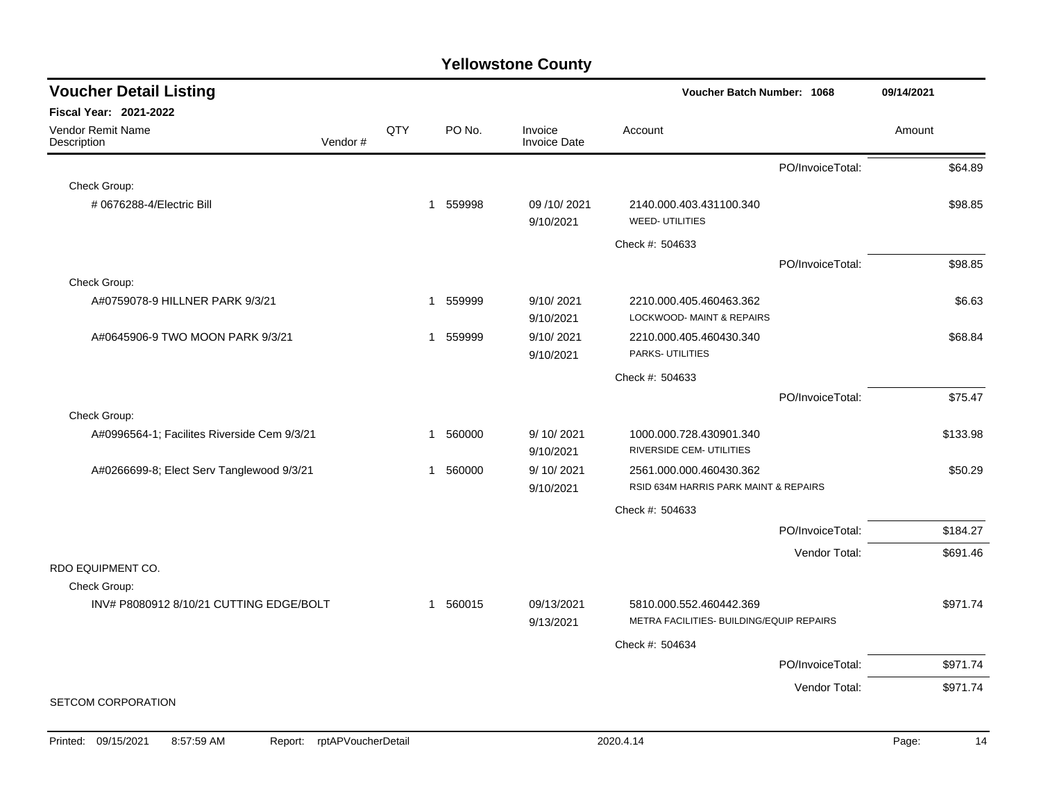# Yellowstone County

## Voucher Detail Listing

**Voucher Batch Number: 1068** — 09/14/2021

**Fiscal Year: 2021-2022**

| Vendor Remit Name / Description | Vendor # | QTY | PO No. | Invoice / Invoice Date | Account | Amount |
|---|---|---|---|---|---|---|
| | | | | | PO/InvoiceTotal: | $64.89 |
| Check Group: | | | | | | |
| # 0676288-4/Electric Bill | | 1 | 559998 | 09 /10/ 2021<br>9/10/2021 | 2140.000.403.431100.340<br>WEED- UTILITIES | $98.85 |
| | | | | | Check #: 504633 | |
| | | | | | PO/InvoiceTotal: | $98.85 |
| Check Group: | | | | | | |
| A#0759078-9 HILLNER PARK 9/3/21 | | 1 | 559999 | 9/10/ 2021<br>9/10/2021 | 2210.000.405.460463.362<br>LOCKWOOD- MAINT & REPAIRS | $6.63 |
| A#0645906-9 TWO MOON PARK 9/3/21 | | 1 | 559999 | 9/10/ 2021<br>9/10/2021 | 2210.000.405.460430.340<br>PARKS- UTILITIES | $68.84 |
| | | | | | Check #: 504633 | |
| | | | | | PO/InvoiceTotal: | $75.47 |
| Check Group: | | | | | | |
| A#0996564-1; Facilites Riverside Cem 9/3/21 | | 1 | 560000 | 9/ 10/ 2021<br>9/10/2021 | 1000.000.728.430901.340<br>RIVERSIDE CEM- UTILITIES | $133.98 |
| A#0266699-8; Elect Serv Tanglewood 9/3/21 | | 1 | 560000 | 9/ 10/ 2021<br>9/10/2021 | 2561.000.000.460430.362<br>RSID 634M HARRIS PARK MAINT & REPAIRS | $50.29 |
| | | | | | Check #: 504633 | |
| | | | | | PO/InvoiceTotal: | $184.27 |
| | | | | | Vendor Total: | $691.46 |
| RDO EQUIPMENT CO. | | | | | | |
| Check Group: | | | | | | |
| INV# P8080912 8/10/21 CUTTING EDGE/BOLT | | 1 | 560015 | 09/13/2021<br>9/13/2021 | 5810.000.552.460442.369<br>METRA FACILITIES- BUILDING/EQUIP REPAIRS | $971.74 |
| | | | | | Check #: 504634 | |
| | | | | | PO/InvoiceTotal: | $971.74 |
| | | | | | Vendor Total: | $971.74 |
| SETCOM CORPORATION | | | | | | |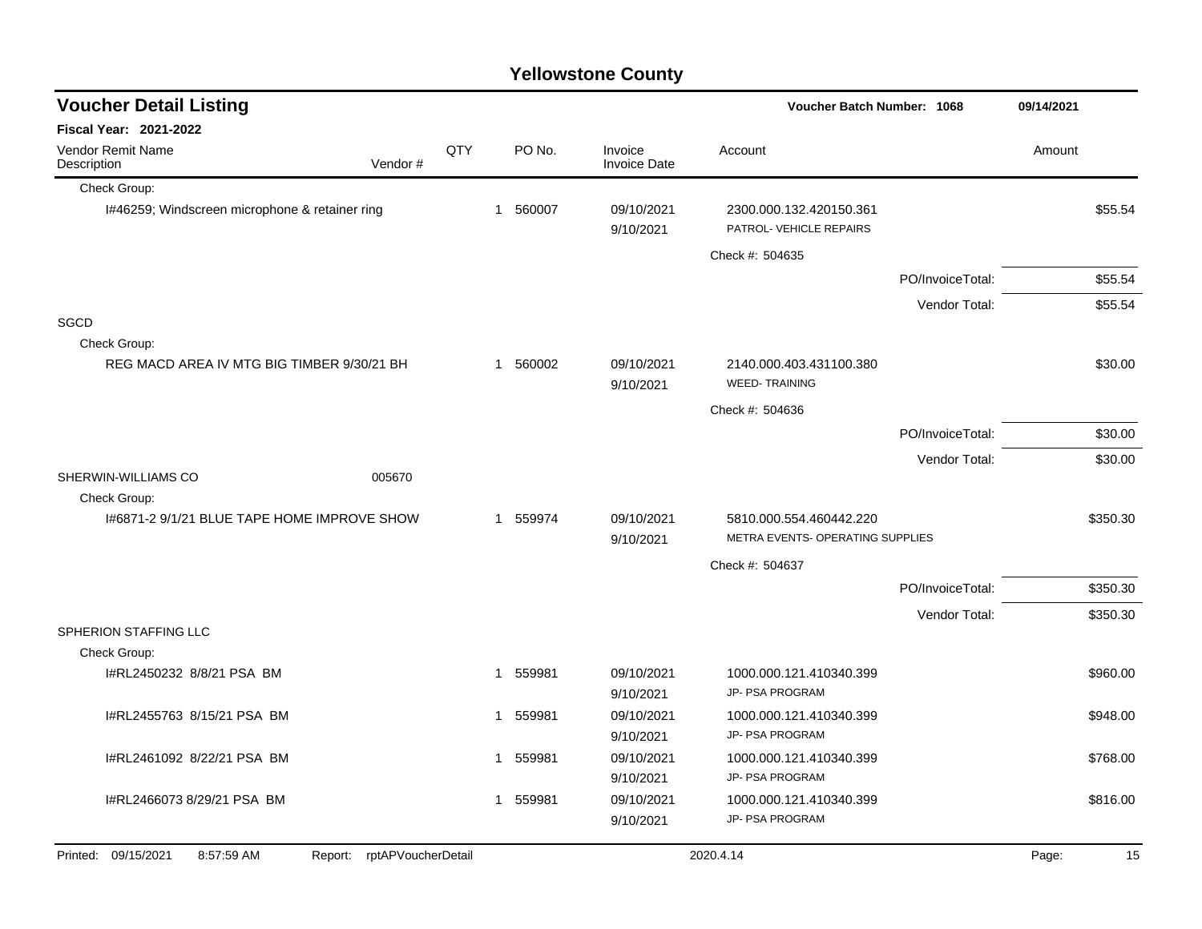# Yellowstone County

## Voucher Detail Listing

**Voucher Batch Number: 1068** — 09/14/2021

**Fiscal Year: 2021-2022**

| Vendor Remit Name / Description | Vendor # | QTY | PO No. | Invoice / Invoice Date | Account | Amount |
|---|---|---|---|---|---|---|
| Check Group: | | | | | | |
| I#46259; Windscreen microphone & retainer ring | | 1 | 560007 | 09/10/2021 9/10/2021 | 2300.000.132.420150.361 PATROL- VEHICLE REPAIRS | $55.54 |
| | | | | | Check #: 504635 | |
| | | | | | PO/InvoiceTotal: | $55.54 |
| | | | | | Vendor Total: | $55.54 |
| SGCD | | | | | | |
| Check Group: | | | | | | |
| REG MACD AREA IV MTG BIG TIMBER 9/30/21 BH | | 1 | 560002 | 09/10/2021 9/10/2021 | 2140.000.403.431100.380 WEED- TRAINING | $30.00 |
| | | | | | Check #: 504636 | |
| | | | | | PO/InvoiceTotal: | $30.00 |
| | | | | | Vendor Total: | $30.00 |
| SHERWIN-WILLIAMS CO | 005670 | | | | | |
| Check Group: | | | | | | |
| I#6871-2 9/1/21 BLUE TAPE HOME IMPROVE SHOW | | 1 | 559974 | 09/10/2021 9/10/2021 | 5810.000.554.460442.220 METRA EVENTS- OPERATING SUPPLIES | $350.30 |
| | | | | | Check #: 504637 | |
| | | | | | PO/InvoiceTotal: | $350.30 |
| | | | | | Vendor Total: | $350.30 |
| SPHERION STAFFING LLC | | | | | | |
| Check Group: | | | | | | |
| I#RL2450232 8/8/21 PSA BM | | 1 | 559981 | 09/10/2021 9/10/2021 | 1000.000.121.410340.399 JP- PSA PROGRAM | $960.00 |
| I#RL2455763 8/15/21 PSA BM | | 1 | 559981 | 09/10/2021 9/10/2021 | 1000.000.121.410340.399 JP- PSA PROGRAM | $948.00 |
| I#RL2461092 8/22/21 PSA BM | | 1 | 559981 | 09/10/2021 9/10/2021 | 1000.000.121.410340.399 JP- PSA PROGRAM | $768.00 |
| I#RL2466073 8/29/21 PSA BM | | 1 | 559981 | 09/10/2021 9/10/2021 | 1000.000.121.410340.399 JP- PSA PROGRAM | $816.00 |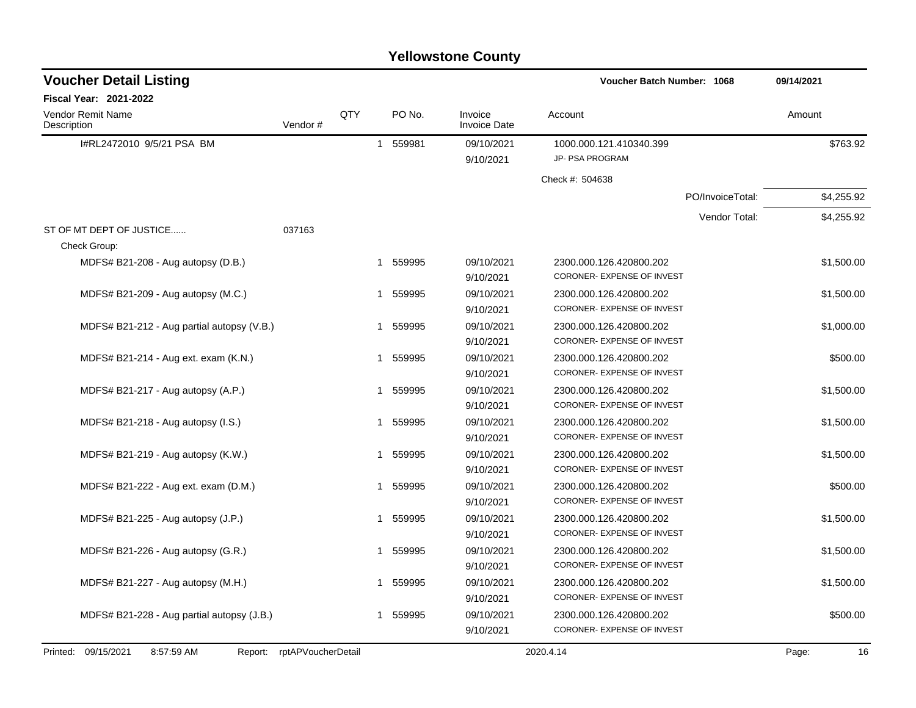# Yellowstone County

## Voucher Detail Listing

**Voucher Batch Number: 1068** 09/14/2021

**Fiscal Year: 2021-2022**

| Vendor Remit Name / Description | Vendor # | QTY | PO No. | Invoice / Invoice Date | Account | Amount |
|---|---|---|---|---|---|---|
| I#RL2472010 9/5/21 PSA BM | | 1 | 559981 | 09/10/2021 / 9/10/2021 | 1000.000.121.410340.399 JP- PSA PROGRAM | $763.92 |
| | | | | | Check #: 504638 | |
| | | | | | PO/InvoiceTotal: | $4,255.92 |
| | | | | | Vendor Total: | $4,255.92 |
| ST OF MT DEPT OF JUSTICE...... | 037163 | | | | | |
| Check Group: | | | | | | |
| MDFS# B21-208 - Aug autopsy (D.B.) | | 1 | 559995 | 09/10/2021 / 9/10/2021 | 2300.000.126.420800.202 CORONER- EXPENSE OF INVEST | $1,500.00 |
| MDFS# B21-209 - Aug autopsy (M.C.) | | 1 | 559995 | 09/10/2021 / 9/10/2021 | 2300.000.126.420800.202 CORONER- EXPENSE OF INVEST | $1,500.00 |
| MDFS# B21-212 - Aug partial autopsy (V.B.) | | 1 | 559995 | 09/10/2021 / 9/10/2021 | 2300.000.126.420800.202 CORONER- EXPENSE OF INVEST | $1,000.00 |
| MDFS# B21-214 - Aug ext. exam (K.N.) | | 1 | 559995 | 09/10/2021 / 9/10/2021 | 2300.000.126.420800.202 CORONER- EXPENSE OF INVEST | $500.00 |
| MDFS# B21-217 - Aug autopsy (A.P.) | | 1 | 559995 | 09/10/2021 / 9/10/2021 | 2300.000.126.420800.202 CORONER- EXPENSE OF INVEST | $1,500.00 |
| MDFS# B21-218 - Aug autopsy (I.S.) | | 1 | 559995 | 09/10/2021 / 9/10/2021 | 2300.000.126.420800.202 CORONER- EXPENSE OF INVEST | $1,500.00 |
| MDFS# B21-219 - Aug autopsy (K.W.) | | 1 | 559995 | 09/10/2021 / 9/10/2021 | 2300.000.126.420800.202 CORONER- EXPENSE OF INVEST | $1,500.00 |
| MDFS# B21-222 - Aug ext. exam (D.M.) | | 1 | 559995 | 09/10/2021 / 9/10/2021 | 2300.000.126.420800.202 CORONER- EXPENSE OF INVEST | $500.00 |
| MDFS# B21-225 - Aug autopsy (J.P.) | | 1 | 559995 | 09/10/2021 / 9/10/2021 | 2300.000.126.420800.202 CORONER- EXPENSE OF INVEST | $1,500.00 |
| MDFS# B21-226 - Aug autopsy (G.R.) | | 1 | 559995 | 09/10/2021 / 9/10/2021 | 2300.000.126.420800.202 CORONER- EXPENSE OF INVEST | $1,500.00 |
| MDFS# B21-227 - Aug autopsy (M.H.) | | 1 | 559995 | 09/10/2021 / 9/10/2021 | 2300.000.126.420800.202 CORONER- EXPENSE OF INVEST | $1,500.00 |
| MDFS# B21-228 - Aug partial autopsy (J.B.) | | 1 | 559995 | 09/10/2021 / 9/10/2021 | 2300.000.126.420800.202 CORONER- EXPENSE OF INVEST | $500.00 |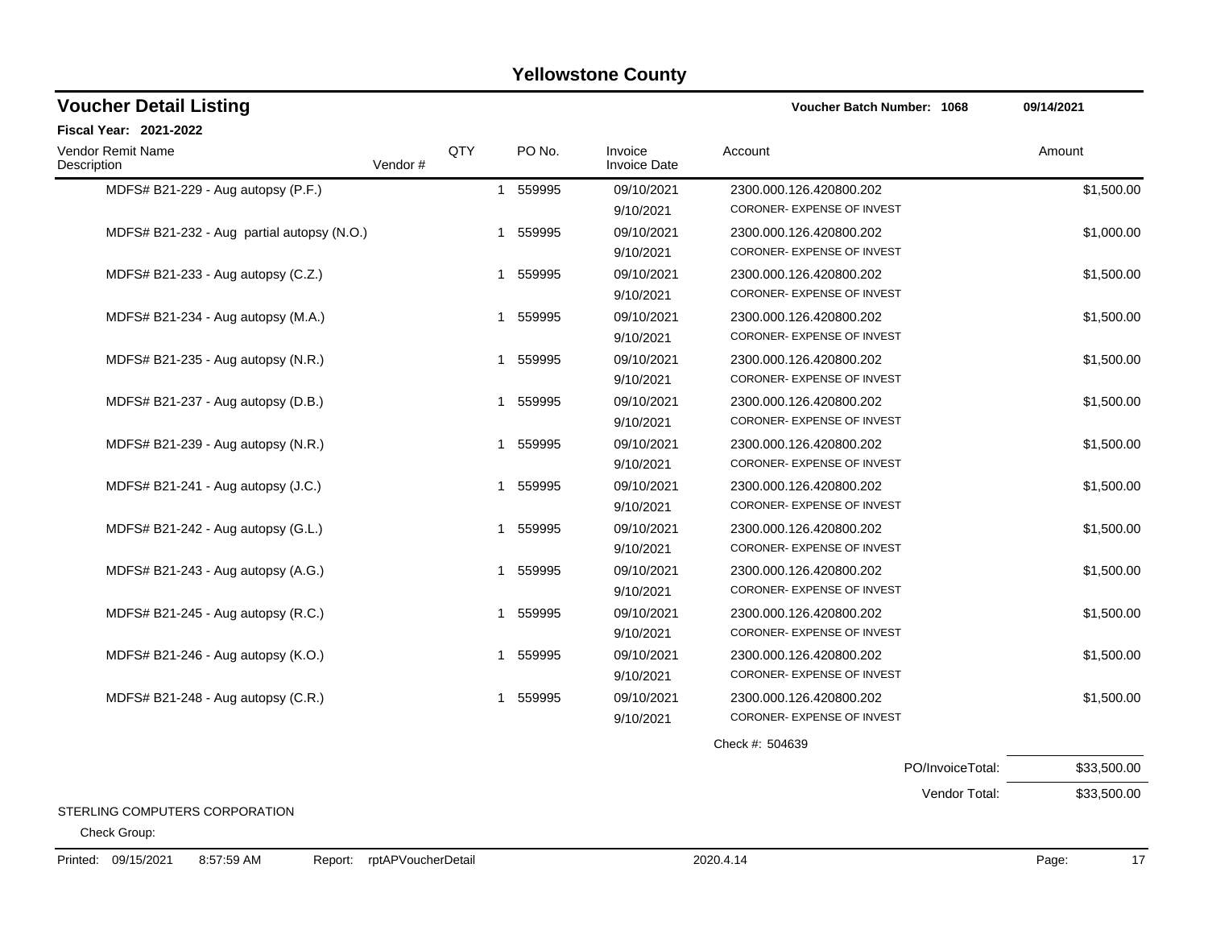# Yellowstone County

## Voucher Detail Listing

**Voucher Batch Number: 1068** 09/14/2021

**Fiscal Year: 2021-2022**

| Vendor Remit Name Description | Vendor # | QTY | PO No. | Invoice Invoice Date | Account | Amount |
|---|---|---|---|---|---|---|
| MDFS# B21-229 - Aug autopsy (P.F.) | | 1 | 559995 | 09/10/2021 9/10/2021 | 2300.000.126.420800.202 CORONER- EXPENSE OF INVEST | $1,500.00 |
| MDFS# B21-232 - Aug partial autopsy (N.O.) | | 1 | 559995 | 09/10/2021 9/10/2021 | 2300.000.126.420800.202 CORONER- EXPENSE OF INVEST | $1,000.00 |
| MDFS# B21-233 - Aug autopsy (C.Z.) | | 1 | 559995 | 09/10/2021 9/10/2021 | 2300.000.126.420800.202 CORONER- EXPENSE OF INVEST | $1,500.00 |
| MDFS# B21-234 - Aug autopsy (M.A.) | | 1 | 559995 | 09/10/2021 9/10/2021 | 2300.000.126.420800.202 CORONER- EXPENSE OF INVEST | $1,500.00 |
| MDFS# B21-235 - Aug autopsy (N.R.) | | 1 | 559995 | 09/10/2021 9/10/2021 | 2300.000.126.420800.202 CORONER- EXPENSE OF INVEST | $1,500.00 |
| MDFS# B21-237 - Aug autopsy (D.B.) | | 1 | 559995 | 09/10/2021 9/10/2021 | 2300.000.126.420800.202 CORONER- EXPENSE OF INVEST | $1,500.00 |
| MDFS# B21-239 - Aug autopsy (N.R.) | | 1 | 559995 | 09/10/2021 9/10/2021 | 2300.000.126.420800.202 CORONER- EXPENSE OF INVEST | $1,500.00 |
| MDFS# B21-241 - Aug autopsy (J.C.) | | 1 | 559995 | 09/10/2021 9/10/2021 | 2300.000.126.420800.202 CORONER- EXPENSE OF INVEST | $1,500.00 |
| MDFS# B21-242 - Aug autopsy (G.L.) | | 1 | 559995 | 09/10/2021 9/10/2021 | 2300.000.126.420800.202 CORONER- EXPENSE OF INVEST | $1,500.00 |
| MDFS# B21-243 - Aug autopsy (A.G.) | | 1 | 559995 | 09/10/2021 9/10/2021 | 2300.000.126.420800.202 CORONER- EXPENSE OF INVEST | $1,500.00 |
| MDFS# B21-245 - Aug autopsy (R.C.) | | 1 | 559995 | 09/10/2021 9/10/2021 | 2300.000.126.420800.202 CORONER- EXPENSE OF INVEST | $1,500.00 |
| MDFS# B21-246 - Aug autopsy (K.O.) | | 1 | 559995 | 09/10/2021 9/10/2021 | 2300.000.126.420800.202 CORONER- EXPENSE OF INVEST | $1,500.00 |
| MDFS# B21-248 - Aug autopsy (C.R.) | | 1 | 559995 | 09/10/2021 9/10/2021 | 2300.000.126.420800.202 CORONER- EXPENSE OF INVEST | $1,500.00 |

Check #: 504639

PO/InvoiceTotal: $33,500.00

Vendor Total: $33,500.00

STERLING COMPUTERS CORPORATION

Check Group: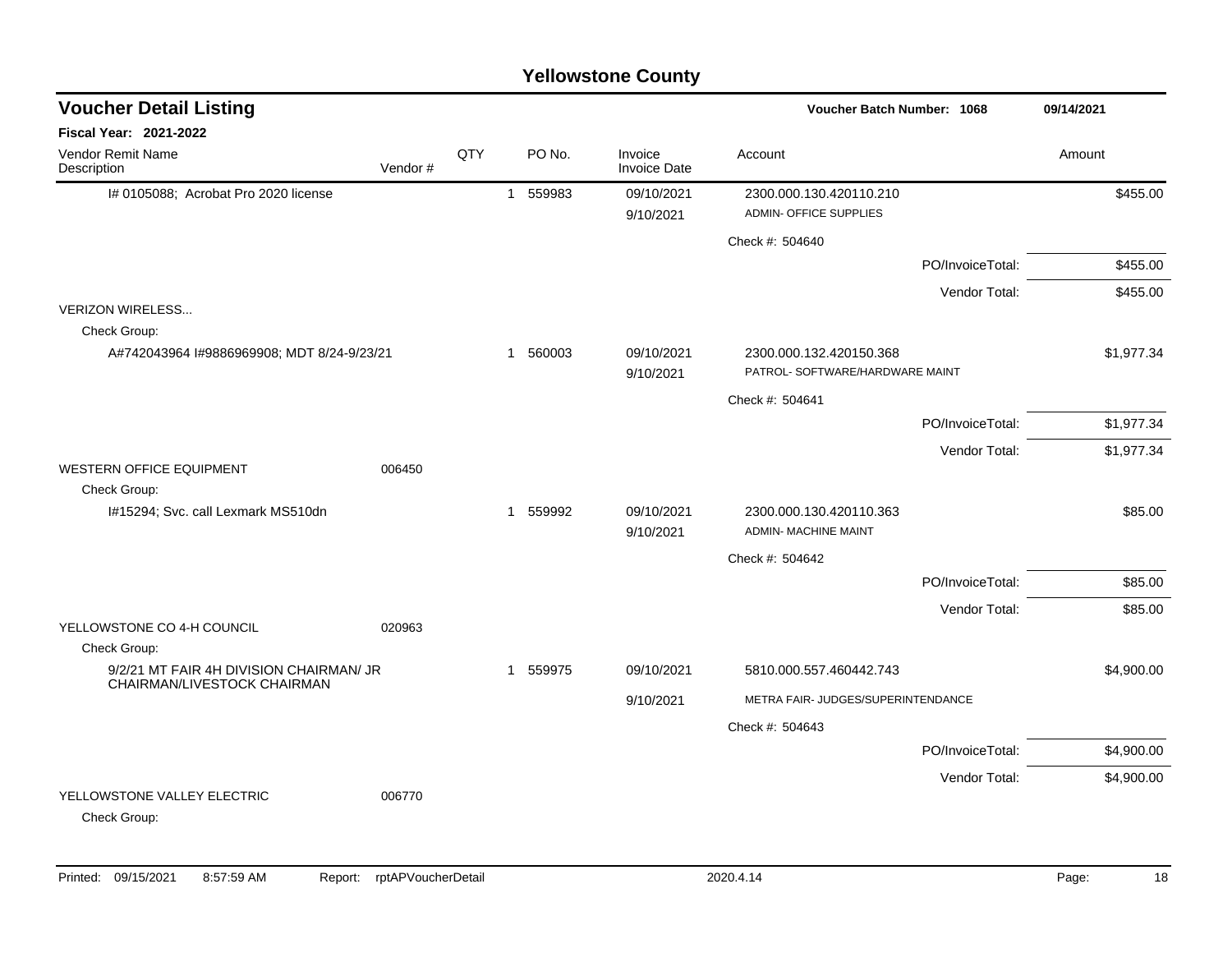# Yellowstone County

## Voucher Detail Listing

Voucher Batch Number: 1068 — 09/14/2021

**Fiscal Year: 2021-2022**

| Vendor Remit Name / Description | Vendor # | QTY | PO No. | Invoice / Invoice Date | Account | Amount |
|---|---|---|---|---|---|---|
| I# 0105088; Acrobat Pro 2020 license | | 1 | 559983 | 09/10/2021 / 9/10/2021 | 2300.000.130.420110.210 ADMIN- OFFICE SUPPLIES | $455.00 |
| | | | | | Check #: 504640 | |
| | | | | | PO/InvoiceTotal: | $455.00 |
| | | | | | Vendor Total: | $455.00 |
| VERIZON WIRELESS... | | | | | | |
| Check Group: | | | | | | |
| A#742043964 I#9886969908; MDT 8/24-9/23/21 | | 1 | 560003 | 09/10/2021 / 9/10/2021 | 2300.000.132.420150.368 PATROL- SOFTWARE/HARDWARE MAINT | $1,977.34 |
| | | | | | Check #: 504641 | |
| | | | | | PO/InvoiceTotal: | $1,977.34 |
| | | | | | Vendor Total: | $1,977.34 |
| WESTERN OFFICE EQUIPMENT | 006450 | | | | | |
| Check Group: | | | | | | |
| I#15294; Svc. call Lexmark MS510dn | | 1 | 559992 | 09/10/2021 / 9/10/2021 | 2300.000.130.420110.363 ADMIN- MACHINE MAINT | $85.00 |
| | | | | | Check #: 504642 | |
| | | | | | PO/InvoiceTotal: | $85.00 |
| | | | | | Vendor Total: | $85.00 |
| YELLOWSTONE CO 4-H COUNCIL | 020963 | | | | | |
| Check Group: | | | | | | |
| 9/2/21 MT FAIR 4H DIVISION CHAIRMAN/ JR CHAIRMAN/LIVESTOCK CHAIRMAN | | 1 | 559975 | 09/10/2021 / 9/10/2021 | 5810.000.557.460442.743 METRA FAIR- JUDGES/SUPERINTENDANCE | $4,900.00 |
| | | | | | Check #: 504643 | |
| | | | | | PO/InvoiceTotal: | $4,900.00 |
| | | | | | Vendor Total: | $4,900.00 |
| YELLOWSTONE VALLEY ELECTRIC | 006770 | | | | | |
| Check Group: | | | | | | |

Printed: 09/15/2021 8:57:59 AM Report: rptAPVoucherDetail 2020.4.14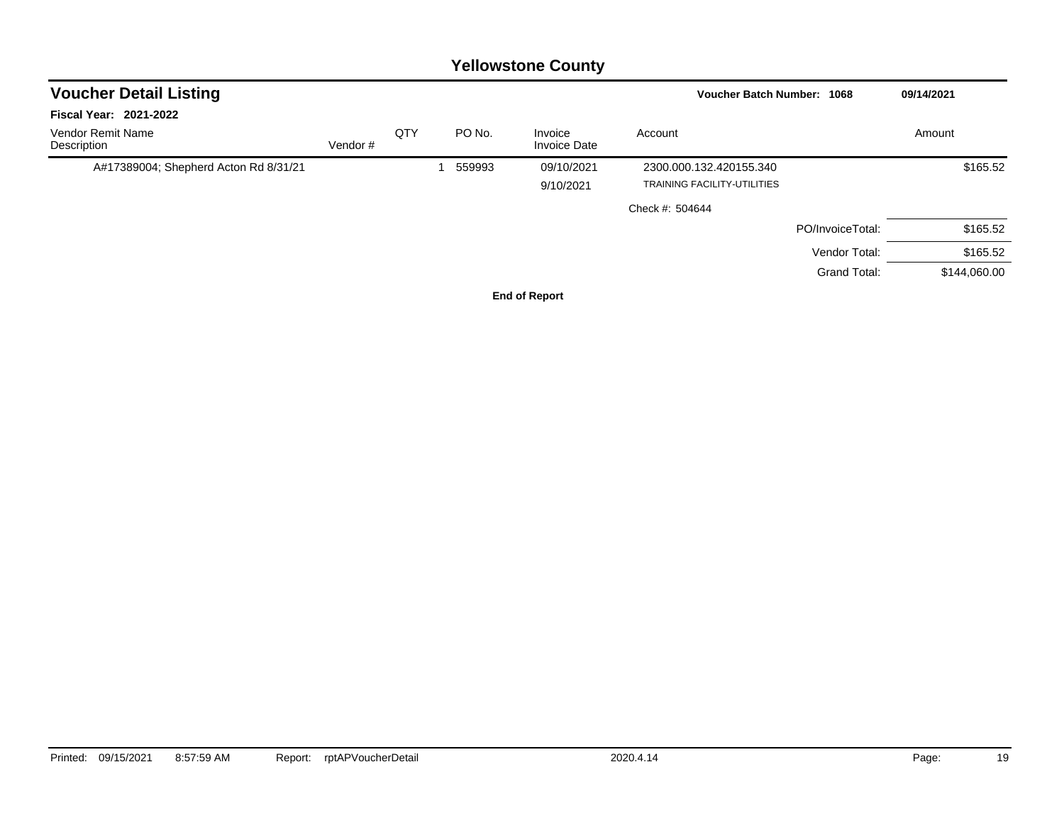# Yellowstone County

## Voucher Detail Listing

**Voucher Batch Number: 1068** | **09/14/2021**

**Fiscal Year: 2021-2022**

| Vendor Remit Name / Description | Vendor # | QTY | PO No. | Invoice / Invoice Date | Account | Amount |
|---|---|---|---|---|---|---|
| A#17389004; Shepherd Acton Rd 8/31/21 | | 1 | 559993 | 09/10/2021<br>9/10/2021 | 2300.000.132.420155.340<br>TRAINING FACILITY-UTILITIES | $165.52 |
| | | | | | Check #: 504644 | |
| | | | | | PO/InvoiceTotal: | $165.52 |
| | | | | | Vendor Total: | $165.52 |
| | | | | | Grand Total: | $144,060.00 |

**End of Report**

Printed: 09/15/2021 8:57:59 AM Report: rptAPVoucherDetail 2020.4.14